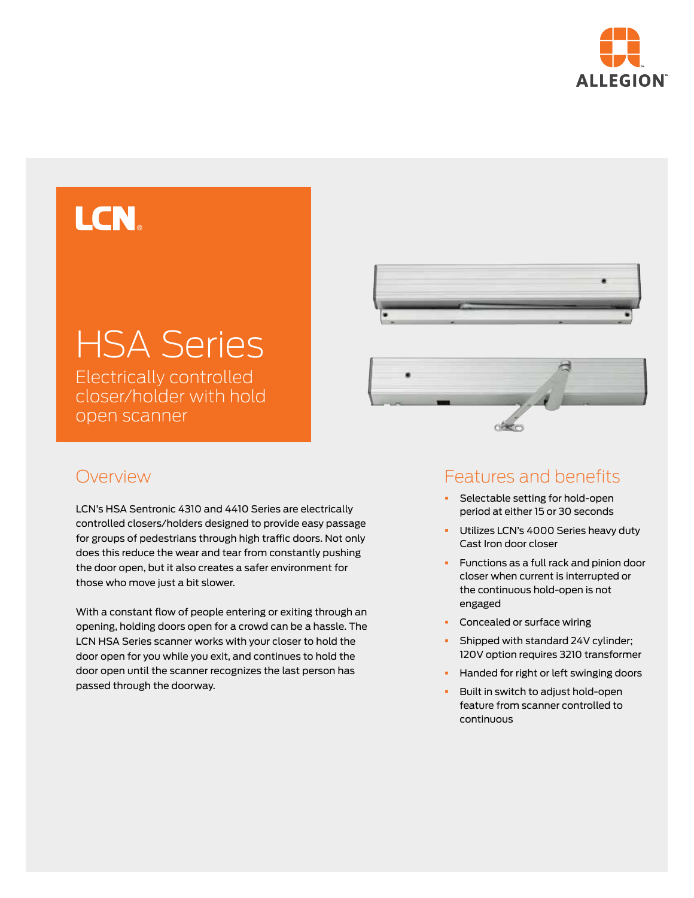ALLEGION

LCN

# HSA Series

Electrically controlled closer/holder with hold open scanner

## Overview

LCN's HSA Sentronic 4310 and 4410 Series are electrically controlled closers/holders designed to provide easy passage for groups of pedestrians through high traffic doors. Not only does this reduce the wear and tear from constantly pushing the door open, but it also creates a safer environment for those who move just a bit slower.

With a constant flow of people entering or exiting through an opening, holding doors open for a crowd can be a hassle. The LCN HSA Series scanner works with your closer to hold the door open for you while you exit, and continues to hold the door open until the scanner recognizes the last person has passed through the doorway.

## Features and benefits

- Selectable setting for hold-open period at either 15 or 30 seconds
- Utilizes LCN's 4000 Series heavy duty Cast Iron door closer
- Functions as a full rack and pinion door closer when current is interrupted or the continuous hold-open is not engaged
- Concealed or surface wiring
- Shipped with standard 24V cylinder; 120V option requires 3210 transformer
- Handed for right or left swinging doors
- Built in switch to adjust hold-open feature from scanner controlled to continuous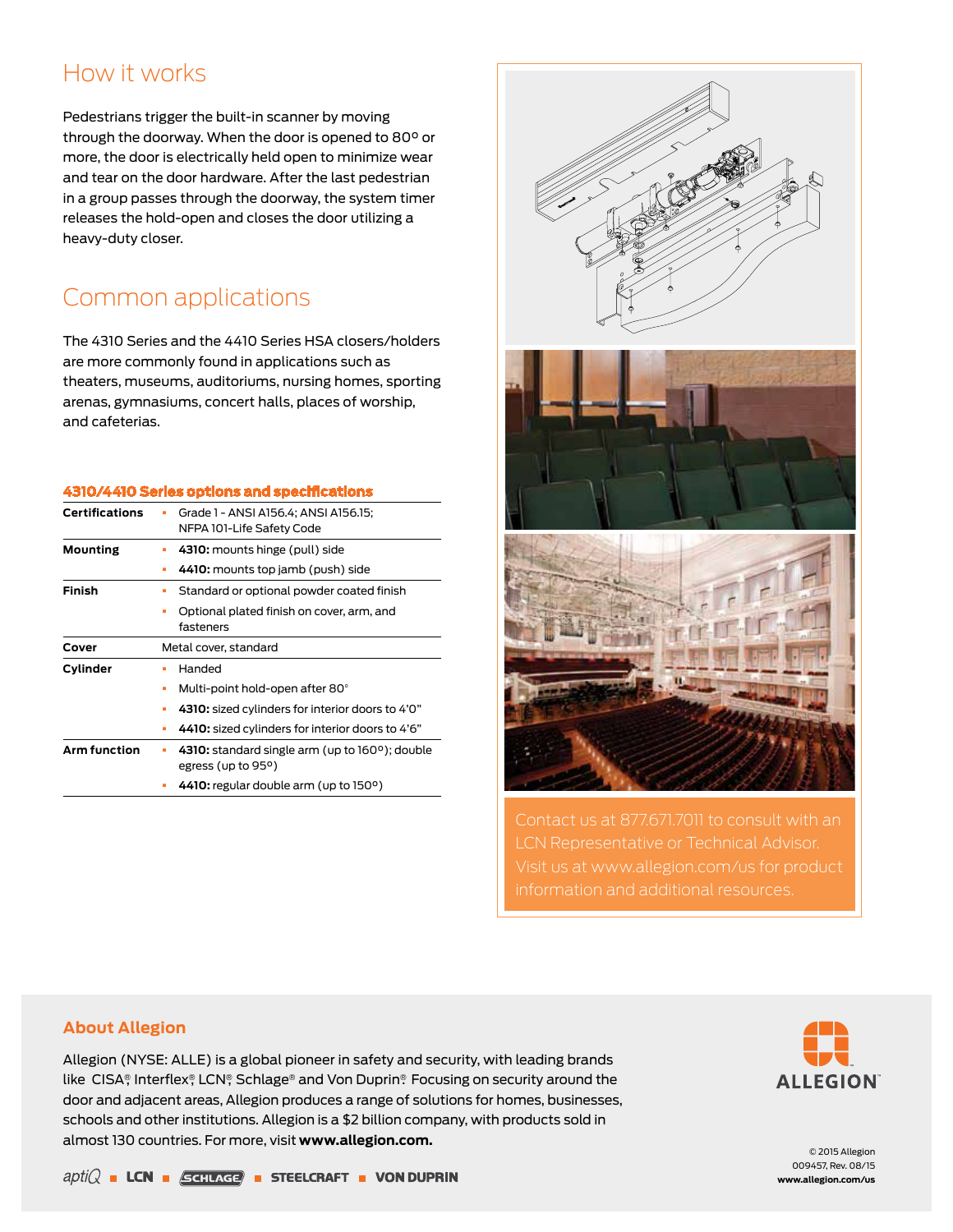## How it works

Pedestrians trigger the built-in scanner by moving through the doorway. When the door is opened to 80º or more, the door is electrically held open to minimize wear and tear on the door hardware. After the last pedestrian in a group passes through the doorway, the system timer releases the hold-open and closes the door utilizing a heavy-duty closer.

## Common applications

The 4310 Series and the 4410 Series HSA closers/holders are more commonly found in applications such as theaters, museums, auditoriums, nursing homes, sporting arenas, gymnasiums, concert halls, places of worship, and cafeterias.

### 4310/4410 Series options and specifications

| | |
|---|---|
| **Certifications** | Grade 1 - ANSI A156.4; ANSI A156.15; NFPA 101-Life Safety Code |
| **Mounting** | **4310:** mounts hinge (pull) side<br>**4410:** mounts top jamb (push) side |
| **Finish** | Standard or optional powder coated finish<br>Optional plated finish on cover, arm, and fasteners |
| **Cover** | Metal cover, standard |
| **Cylinder** | Handed<br>Multi-point hold-open after 80°<br>**4310:** sized cylinders for interior doors to 4'0"<br>**4410:** sized cylinders for interior doors to 4'6" |
| **Arm function** | **4310:** standard single arm (up to 160º); double egress (up to 95º)<br>**4410:** regular double arm (up to 150º) |

Contact us at 877.671.7011 to consult with an LCN Representative or Technical Advisor. Visit us at www.allegion.com/us for product information and additional resources.

### About Allegion

Allegion (NYSE: ALLE) is a global pioneer in safety and security, with leading brands like CISA®, Interflex®, LCN®, Schlage® and Von Duprin®. Focusing on security around the door and adjacent areas, Allegion produces a range of solutions for homes, businesses, schools and other institutions. Allegion is a $2 billion company, with products sold in almost 130 countries. For more, visit **www.allegion.com.**

aptiQ ■ LCN ■ SCHLAGE ■ STEELCRAFT ■ VON DUPRIN

ALLEGION™

© 2015 Allegion
009457, Rev. 08/15
**www.allegion.com/us**